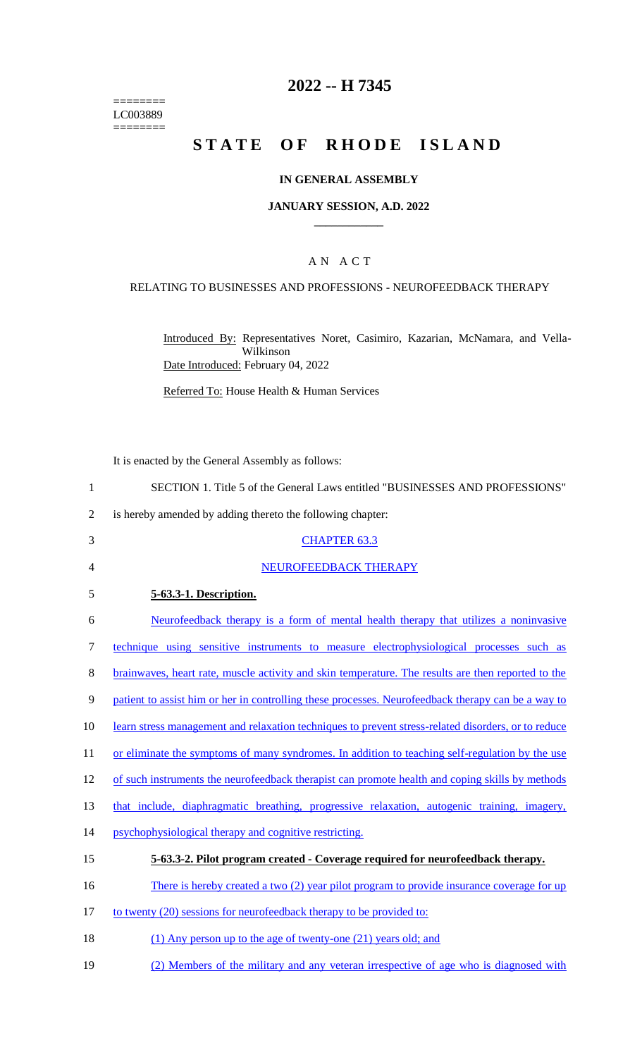========
LC003889
========

# 2022 -- H 7345

# STATE OF RHODE ISLAND

## IN GENERAL ASSEMBLY

### JANUARY SESSION, A.D. 2022

### A N A C T

RELATING TO BUSINESSES AND PROFESSIONS - NEUROFEEDBACK THERAPY

Introduced By: Representatives Noret, Casimiro, Kazarian, McNamara, and Vella-Wilkinson

Date Introduced: February 04, 2022

Referred To: House Health & Human Services

It is enacted by the General Assembly as follows:

1 SECTION 1. Title 5 of the General Laws entitled "BUSINESSES AND PROFESSIONS"
2 is hereby amended by adding thereto the following chapter:

3 CHAPTER 63.3

4 NEUROFEEDBACK THERAPY

5 **5-63.3-1. Description.**

6 Neurofeedback therapy is a form of mental health therapy that utilizes a noninvasive
7 technique using sensitive instruments to measure electrophysiological processes such as
8 brainwaves, heart rate, muscle activity and skin temperature. The results are then reported to the
9 patient to assist him or her in controlling these processes. Neurofeedback therapy can be a way to
10 learn stress management and relaxation techniques to prevent stress-related disorders, or to reduce
11 or eliminate the symptoms of many syndromes. In addition to teaching self-regulation by the use
12 of such instruments the neurofeedback therapist can promote health and coping skills by methods
13 that include, diaphragmatic breathing, progressive relaxation, autogenic training, imagery,
14 psychophysiological therapy and cognitive restricting.

15 **5-63.3-2. Pilot program created - Coverage required for neurofeedback therapy.**

16 There is hereby created a two (2) year pilot program to provide insurance coverage for up
17 to twenty (20) sessions for neurofeedback therapy to be provided to:

18 (1) Any person up to the age of twenty-one (21) years old; and

19 (2) Members of the military and any veteran irrespective of age who is diagnosed with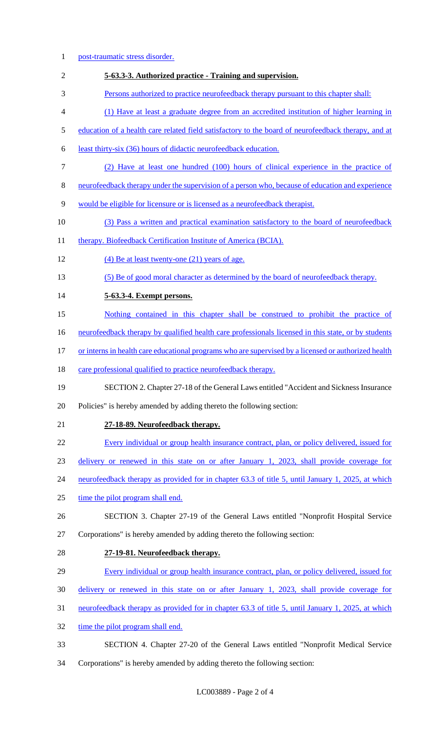post-traumatic stress disorder.

**5-63.3-3. Authorized practice - Training and supervision.**

Persons authorized to practice neurofeedback therapy pursuant to this chapter shall:

(1) Have at least a graduate degree from an accredited institution of higher learning in education of a health care related field satisfactory to the board of neurofeedback therapy, and at least thirty-six (36) hours of didactic neurofeedback education.

(2) Have at least one hundred (100) hours of clinical experience in the practice of neurofeedback therapy under the supervision of a person who, because of education and experience would be eligible for licensure or is licensed as a neurofeedback therapist.

(3) Pass a written and practical examination satisfactory to the board of neurofeedback therapy. Biofeedback Certification Institute of America (BCIA).

(4) Be at least twenty-one (21) years of age.

(5) Be of good moral character as determined by the board of neurofeedback therapy.

**5-63.3-4. Exempt persons.**

Nothing contained in this chapter shall be construed to prohibit the practice of neurofeedback therapy by qualified health care professionals licensed in this state, or by students or interns in health care educational programs who are supervised by a licensed or authorized health care professional qualified to practice neurofeedback therapy.

SECTION 2. Chapter 27-18 of the General Laws entitled "Accident and Sickness Insurance Policies" is hereby amended by adding thereto the following section:

**27-18-89. Neurofeedback therapy.**

Every individual or group health insurance contract, plan, or policy delivered, issued for delivery or renewed in this state on or after January 1, 2023, shall provide coverage for neurofeedback therapy as provided for in chapter 63.3 of title 5, until January 1, 2025, at which time the pilot program shall end.

SECTION 3. Chapter 27-19 of the General Laws entitled "Nonprofit Hospital Service Corporations" is hereby amended by adding thereto the following section:

**27-19-81. Neurofeedback therapy.**

Every individual or group health insurance contract, plan, or policy delivered, issued for delivery or renewed in this state on or after January 1, 2023, shall provide coverage for neurofeedback therapy as provided for in chapter 63.3 of title 5, until January 1, 2025, at which time the pilot program shall end.

SECTION 4. Chapter 27-20 of the General Laws entitled "Nonprofit Medical Service Corporations" is hereby amended by adding thereto the following section: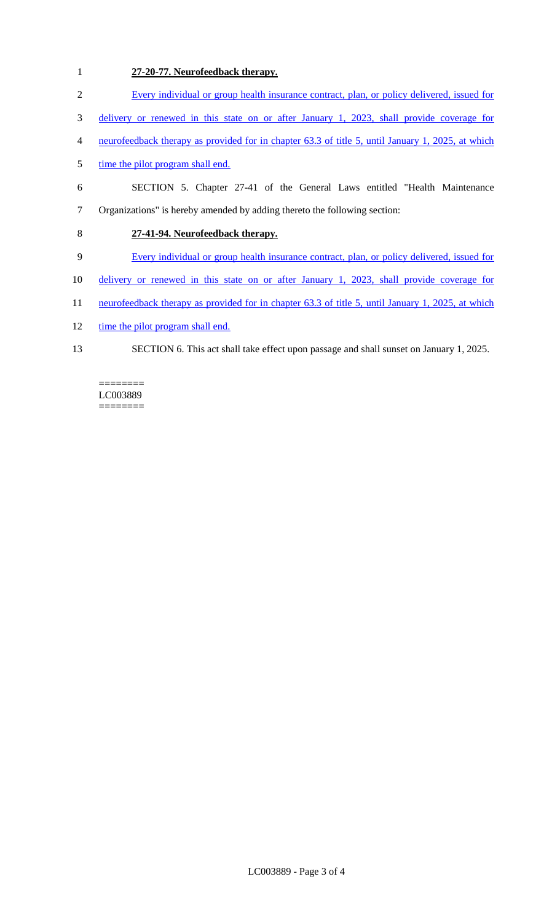**27-20-77. Neurofeedback therapy.**

Every individual or group health insurance contract, plan, or policy delivered, issued for delivery or renewed in this state on or after January 1, 2023, shall provide coverage for neurofeedback therapy as provided for in chapter 63.3 of title 5, until January 1, 2025, at which time the pilot program shall end.

SECTION 5. Chapter 27-41 of the General Laws entitled "Health Maintenance Organizations" is hereby amended by adding thereto the following section:

**27-41-94. Neurofeedback therapy.**

Every individual or group health insurance contract, plan, or policy delivered, issued for delivery or renewed in this state on or after January 1, 2023, shall provide coverage for neurofeedback therapy as provided for in chapter 63.3 of title 5, until January 1, 2025, at which time the pilot program shall end.

SECTION 6. This act shall take effect upon passage and shall sunset on January 1, 2025.

========
LC003889
========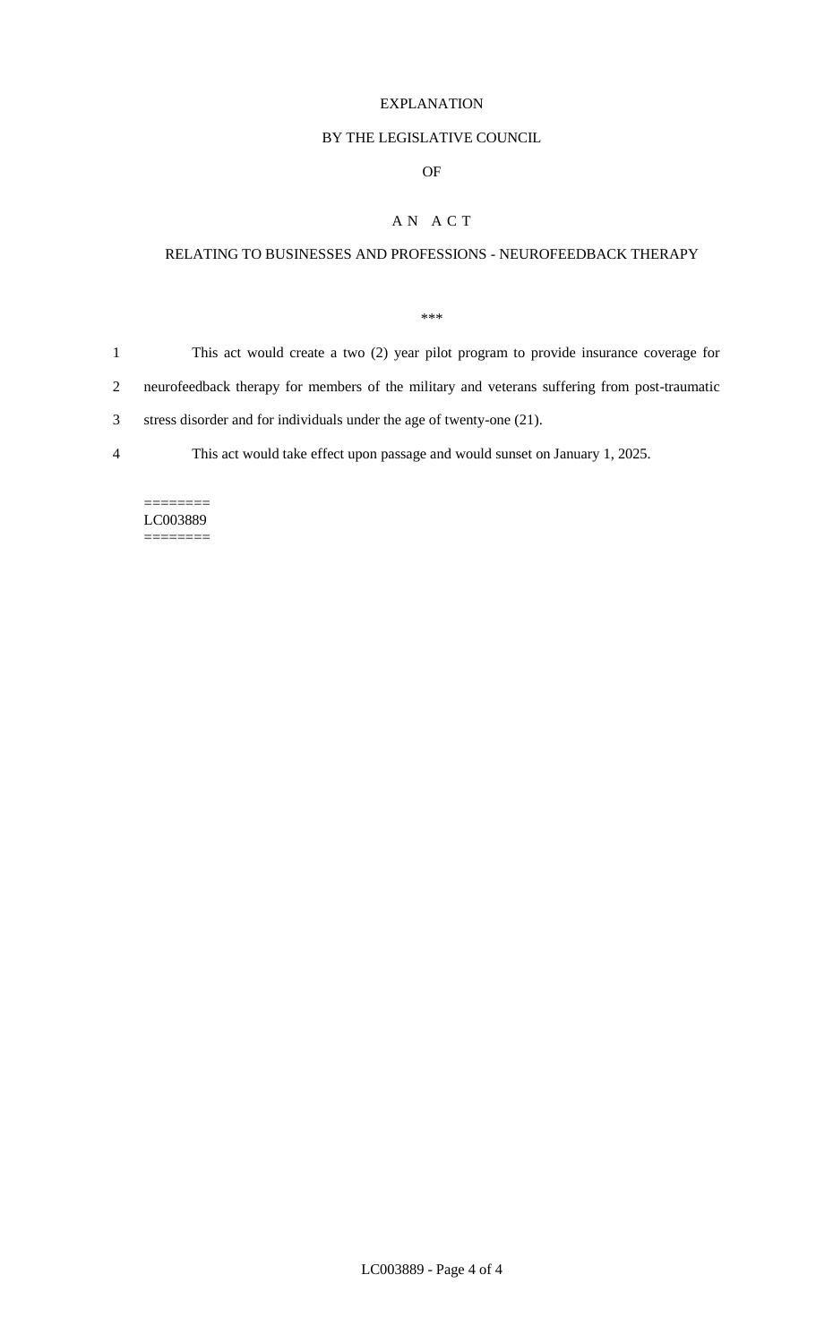EXPLANATION

BY THE LEGISLATIVE COUNCIL

OF

A N A C T

RELATING TO BUSINESSES AND PROFESSIONS - NEUROFEEDBACK THERAPY

\*\*\*

1 This act would create a two (2) year pilot program to provide insurance coverage for
2 neurofeedback therapy for members of the military and veterans suffering from post-traumatic
3 stress disorder and for individuals under the age of twenty-one (21).

4 This act would take effect upon passage and would sunset on January 1, 2025.

========
LC003889
========